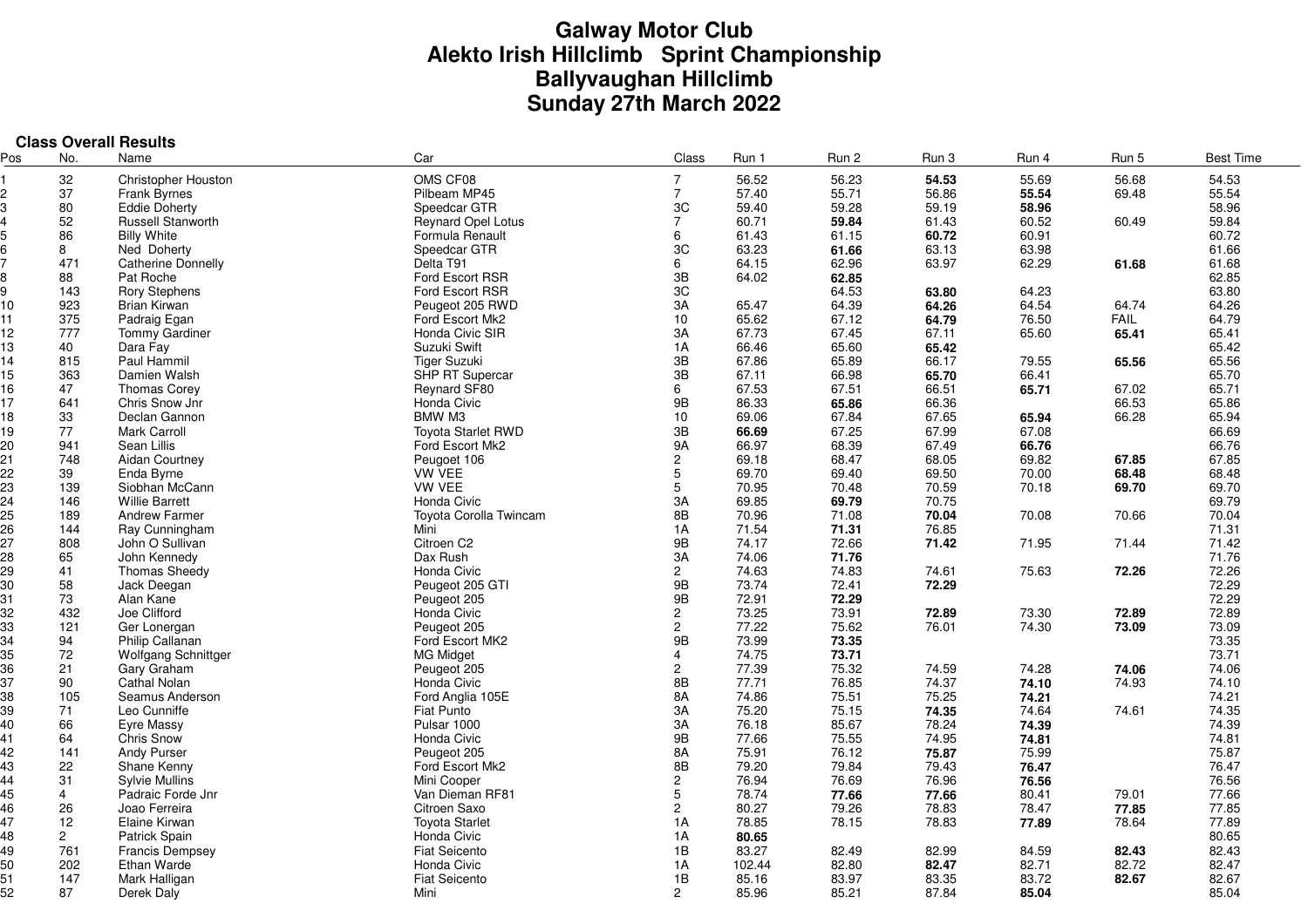# Galway Motor Club
# Alekto Irish Hillclimb Sprint Championship
# Ballyvaughan Hillclimb
# Sunday 27th March 2022

**Class Overall Results**

| Pos | No. | Name | Car | Class | Run 1 | Run 2 | Run 3 | Run 4 | Run 5 | Best Time |
|---|---|---|---|---|---|---|---|---|---|---|
| 1 | 32 | Christopher Houston | OMS CF08 | 7 | 56.52 | 56.23 | **54.53** | 55.69 | 56.68 | 54.53 |
| 2 | 37 | Frank Byrnes | Pilbeam MP45 | 7 | 57.40 | 55.71 | 56.86 | **55.54** | 69.48 | 55.54 |
| 3 | 80 | Eddie Doherty | Speedcar GTR | 3C | 59.40 | 59.28 | 59.19 | **58.96** | | 58.96 |
| 4 | 52 | Russell Stanworth | Reynard Opel Lotus | 7 | 60.71 | **59.84** | 61.43 | 60.52 | 60.49 | 59.84 |
| 5 | 86 | Billy White | Formula Renault | 6 | 61.43 | 61.15 | **60.72** | 60.91 | | 60.72 |
| 6 | 8 | Ned Doherty | Speedcar GTR | 3C | 63.23 | **61.66** | 63.13 | 63.98 | | 61.66 |
| 7 | 471 | Catherine Donnelly | Delta T91 | 6 | 64.15 | 62.96 | 63.97 | 62.29 | **61.68** | 61.68 |
| 8 | 88 | Pat Roche | Ford Escort RSR | 3B | 64.02 | **62.85** | | | | 62.85 |
| 9 | 143 | Rory Stephens | Ford Escort RSR | 3C | | 64.53 | **63.80** | 64.23 | | 63.80 |
| 10 | 923 | Brian Kirwan | Peugeot 205 RWD | 3A | 65.47 | 64.39 | **64.26** | 64.54 | 64.74 | 64.26 |
| 11 | 375 | Padraig Egan | Ford Escort Mk2 | 10 | 65.62 | 67.12 | **64.79** | 76.50 | FAIL | 64.79 |
| 12 | 777 | Tommy Gardiner | Honda Civic SIR | 3A | 67.73 | 67.45 | 67.11 | 65.60 | **65.41** | 65.41 |
| 13 | 40 | Dara Fay | Suzuki Swift | 1A | 66.46 | 65.60 | **65.42** | | | 65.42 |
| 14 | 815 | Paul Hammil | Tiger Suzuki | 3B | 67.86 | 65.89 | 66.17 | 79.55 | **65.56** | 65.56 |
| 15 | 363 | Damien Walsh | SHP RT Supercar | 3B | 67.11 | 66.98 | **65.70** | 66.41 | | 65.70 |
| 16 | 47 | Thomas Corey | Reynard SF80 | 6 | 67.53 | 67.51 | 66.51 | **65.71** | 67.02 | 65.71 |
| 17 | 641 | Chris Snow Jnr | Honda Civic | 9B | 86.33 | **65.86** | 66.36 | | 66.53 | 65.86 |
| 18 | 33 | Declan Gannon | BMW M3 | 10 | 69.06 | 67.84 | 67.65 | **65.94** | 66.28 | 65.94 |
| 19 | 77 | Mark Carroll | Toyota Starlet RWD | 3B | **66.69** | 67.25 | 67.99 | 67.08 | | 66.69 |
| 20 | 941 | Sean Lillis | Ford Escort Mk2 | 9A | 66.97 | 68.39 | 67.49 | **66.76** | | 66.76 |
| 21 | 748 | Aidan Courtney | Peugoet 106 | 2 | 69.18 | 68.47 | 68.05 | 69.82 | **67.85** | 67.85 |
| 22 | 39 | Enda Byrne | VW VEE | 5 | 69.70 | 69.40 | 69.50 | 70.00 | **68.48** | 68.48 |
| 23 | 139 | Siobhan McCann | VW VEE | 5 | 70.95 | 70.48 | 70.59 | 70.18 | **69.70** | 69.70 |
| 24 | 146 | Willie Barrett | Honda Civic | 3A | 69.85 | **69.79** | 70.75 | | | 69.79 |
| 25 | 189 | Andrew Farmer | Toyota Corolla Twincam | 8B | 70.96 | 71.08 | **70.04** | 70.08 | 70.66 | 70.04 |
| 26 | 144 | Ray Cunningham | Mini | 1A | 71.54 | **71.31** | 76.85 | | | 71.31 |
| 27 | 808 | John O Sullivan | Citroen C2 | 9B | 74.17 | 72.66 | **71.42** | 71.95 | 71.44 | 71.42 |
| 28 | 65 | John Kennedy | Dax Rush | 3A | 74.06 | **71.76** | | | | 71.76 |
| 29 | 41 | Thomas Sheedy | Honda Civic | 2 | 74.63 | 74.83 | 74.61 | 75.63 | **72.26** | 72.26 |
| 30 | 58 | Jack Deegan | Peugeot 205 GTI | 9B | 73.74 | 72.41 | **72.29** | | | 72.29 |
| 31 | 73 | Alan Kane | Peugeot 205 | 9B | 72.91 | **72.29** | | | | 72.29 |
| 32 | 432 | Joe Clifford | Honda Civic | 2 | 73.25 | 73.91 | **72.89** | 73.30 | **72.89** | 72.89 |
| 33 | 121 | Ger Lonergan | Peugeot 205 | 2 | 77.22 | 75.62 | 76.01 | 74.30 | **73.09** | 73.09 |
| 34 | 94 | Philip Callanan | Ford Escort MK2 | 9B | 73.99 | **73.35** | | | | 73.35 |
| 35 | 72 | Wolfgang Schnittger | MG Midget | 4 | 74.75 | **73.71** | | | | 73.71 |
| 36 | 21 | Gary Graham | Peugeot 205 | 2 | 77.39 | 75.32 | 74.59 | 74.28 | **74.06** | 74.06 |
| 37 | 90 | Cathal Nolan | Honda Civic | 8B | 77.71 | 76.85 | 74.37 | **74.10** | 74.93 | 74.10 |
| 38 | 105 | Seamus Anderson | Ford Anglia 105E | 8A | 74.86 | 75.51 | 75.25 | **74.21** | | 74.21 |
| 39 | 71 | Leo Cunniffe | Fiat Punto | 3A | 75.20 | 75.15 | **74.35** | 74.64 | 74.61 | 74.35 |
| 40 | 66 | Eyre Massy | Pulsar 1000 | 3A | 76.18 | 85.67 | 78.24 | **74.39** | | 74.39 |
| 41 | 64 | Chris Snow | Honda Civic | 9B | 77.66 | 75.55 | 74.95 | **74.81** | | 74.81 |
| 42 | 141 | Andy Purser | Peugeot 205 | 8A | 75.91 | 76.12 | **75.87** | 75.99 | | 75.87 |
| 43 | 22 | Shane Kenny | Ford Escort Mk2 | 8B | 79.20 | 79.84 | 79.43 | **76.47** | | 76.47 |
| 44 | 31 | Sylvie Mullins | Mini Cooper | 2 | 76.94 | 76.69 | 76.96 | **76.56** | | 76.56 |
| 45 | 4 | Padraic Forde Jnr | Van Dieman RF81 | 5 | 78.74 | **77.66** | **77.66** | 80.41 | 79.01 | 77.66 |
| 46 | 26 | Joao Ferreira | Citroen Saxo | 2 | 80.27 | 79.26 | 78.83 | 78.47 | **77.85** | 77.85 |
| 47 | 12 | Elaine Kirwan | Toyota Starlet | 1A | 78.85 | 78.15 | 78.83 | **77.89** | 78.64 | 77.89 |
| 48 | 2 | Patrick Spain | Honda Civic | 1A | **80.65** | | | | | 80.65 |
| 49 | 761 | Francis Dempsey | Fiat Seicento | 1B | 83.27 | 82.49 | 82.99 | 84.59 | **82.43** | 82.43 |
| 50 | 202 | Ethan Warde | Honda Civic | 1A | 102.44 | 82.80 | **82.47** | 82.71 | 82.72 | 82.47 |
| 51 | 147 | Mark Halligan | Fiat Seicento | 1B | 85.16 | 83.97 | 83.35 | 83.72 | **82.67** | 82.67 |
| 52 | 87 | Derek Daly | Mini | 2 | 85.96 | 85.21 | 87.84 | **85.04** | | 85.04 |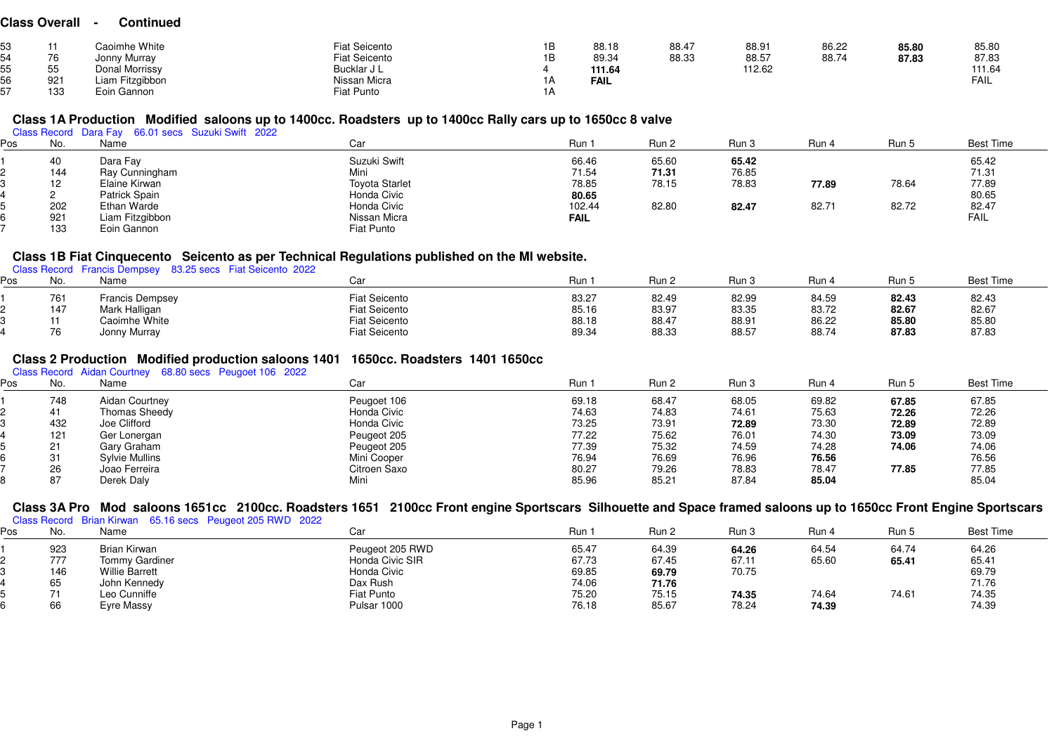## Class Overall - Continued

| Pos | No. | Name | Car | Class | Run 1 | Run 2 | Run 3 | Run 4 | Run 5 | Best Time |
|---|---|---|---|---|---|---|---|---|---|---|
| 53 | 11 | Caoimhe White | Fiat Seicento | 1B | 88.18 | 88.47 | 88.91 | 86.22 | **85.80** | 85.80 |
| 54 | 76 | Jonny Murray | Fiat Seicento | 1B | 89.34 | 88.33 | 88.57 | 88.74 | **87.83** | 87.83 |
| 55 | 55 | Donal Morrissy | Bucklar J L | 4 | **111.64** | | 112.62 | | | 111.64 |
| 56 | 921 | Liam Fitzgibbon | Nissan Micra | 1A | **FAIL** | | | | | FAIL |
| 57 | 133 | Eoin Gannon | Fiat Punto | 1A | | | | | | |

## Class 1A Production Modified saloons up to 1400cc. Roadsters up to 1400cc Rally cars up to 1650cc 8 valve

Class Record Dara Fay 66.01 secs Suzuki Swift 2022

| Pos | No. | Name | Car | Run 1 | Run 2 | Run 3 | Run 4 | Run 5 | Best Time |
|---|---|---|---|---|---|---|---|---|---|
| 1 | 40 | Dara Fay | Suzuki Swift | 66.46 | 65.60 | **65.42** | | | 65.42 |
| 2 | 144 | Ray Cunningham | Mini | 71.54 | **71.31** | 76.85 | | | 71.31 |
| 3 | 12 | Elaine Kirwan | Toyota Starlet | 78.85 | 78.15 | 78.83 | **77.89** | 78.64 | 77.89 |
| 4 | 2 | Patrick Spain | Honda Civic | **80.65** | | | | | 80.65 |
| 5 | 202 | Ethan Warde | Honda Civic | 102.44 | 82.80 | **82.47** | 82.71 | 82.72 | 82.47 |
| 6 | 921 | Liam Fitzgibbon | Nissan Micra | **FAIL** | | | | | FAIL |
| 7 | 133 | Eoin Gannon | Fiat Punto | | | | | | |

## Class 1B Fiat Cinquecento Seicento as per Technical Regulations published on the MI website.

Class Record Francis Dempsey 83.25 secs Fiat Seicento 2022

| Pos | No. | Name | Car | Run 1 | Run 2 | Run 3 | Run 4 | Run 5 | Best Time |
|---|---|---|---|---|---|---|---|---|---|
| 1 | 761 | Francis Dempsey | Fiat Seicento | 83.27 | 82.49 | 82.99 | 84.59 | **82.43** | 82.43 |
| 2 | 147 | Mark Halligan | Fiat Seicento | 85.16 | 83.97 | 83.35 | 83.72 | **82.67** | 82.67 |
| 3 | 11 | Caoimhe White | Fiat Seicento | 88.18 | 88.47 | 88.91 | 86.22 | **85.80** | 85.80 |
| 4 | 76 | Jonny Murray | Fiat Seicento | 89.34 | 88.33 | 88.57 | 88.74 | **87.83** | 87.83 |

## Class 2 Production Modified production saloons 1401 1650cc. Roadsters 1401 1650cc

Class Record Aidan Courtney 68.80 secs Peugoet 106 2022

| Pos | No. | Name | Car | Run 1 | Run 2 | Run 3 | Run 4 | Run 5 | Best Time |
|---|---|---|---|---|---|---|---|---|---|
| 1 | 748 | Aidan Courtney | Peugoet 106 | 69.18 | 68.47 | 68.05 | 69.82 | **67.85** | 67.85 |
| 2 | 41 | Thomas Sheedy | Honda Civic | 74.63 | 74.83 | 74.61 | 75.63 | **72.26** | 72.26 |
| 3 | 432 | Joe Clifford | Honda Civic | 73.25 | 73.91 | **72.89** | 73.30 | **72.89** | 72.89 |
| 4 | 121 | Ger Lonergan | Peugeot 205 | 77.22 | 75.62 | 76.01 | 74.30 | **73.09** | 73.09 |
| 5 | 21 | Gary Graham | Peugeot 205 | 77.39 | 75.32 | 74.59 | 74.28 | **74.06** | 74.06 |
| 6 | 31 | Sylvie Mullins | Mini Cooper | 76.94 | 76.69 | 76.96 | **76.56** | | 76.56 |
| 7 | 26 | Joao Ferreira | Citroen Saxo | 80.27 | 79.26 | 78.83 | 78.47 | **77.85** | 77.85 |
| 8 | 87 | Derek Daly | Mini | 85.96 | 85.21 | 87.84 | **85.04** | | 85.04 |

## Class 3A Pro Mod saloons 1651cc 2100cc. Roadsters 1651 2100cc Front engine Sportscars Silhouette and Space framed saloons up to 1650cc Front Engine Sportscars

Class Record Brian Kirwan 65.16 secs Peugeot 205 RWD 2022

| Pos | No. | Name | Car | Run 1 | Run 2 | Run 3 | Run 4 | Run 5 | Best Time |
|---|---|---|---|---|---|---|---|---|---|
| 1 | 923 | Brian Kirwan | Peugeot 205 RWD | 65.47 | 64.39 | **64.26** | 64.54 | 64.74 | 64.26 |
| 2 | 777 | Tommy Gardiner | Honda Civic SIR | 67.73 | 67.45 | 67.11 | 65.60 | **65.41** | 65.41 |
| 3 | 146 | Willie Barrett | Honda Civic | 69.85 | **69.79** | 70.75 | | | 69.79 |
| 4 | 65 | John Kennedy | Dax Rush | 74.06 | **71.76** | | | | 71.76 |
| 5 | 71 | Leo Cunniffe | Fiat Punto | 75.20 | 75.15 | **74.35** | 74.64 | 74.61 | 74.35 |
| 6 | 66 | Eyre Massy | Pulsar 1000 | 76.18 | 85.67 | 78.24 | **74.39** | | 74.39 |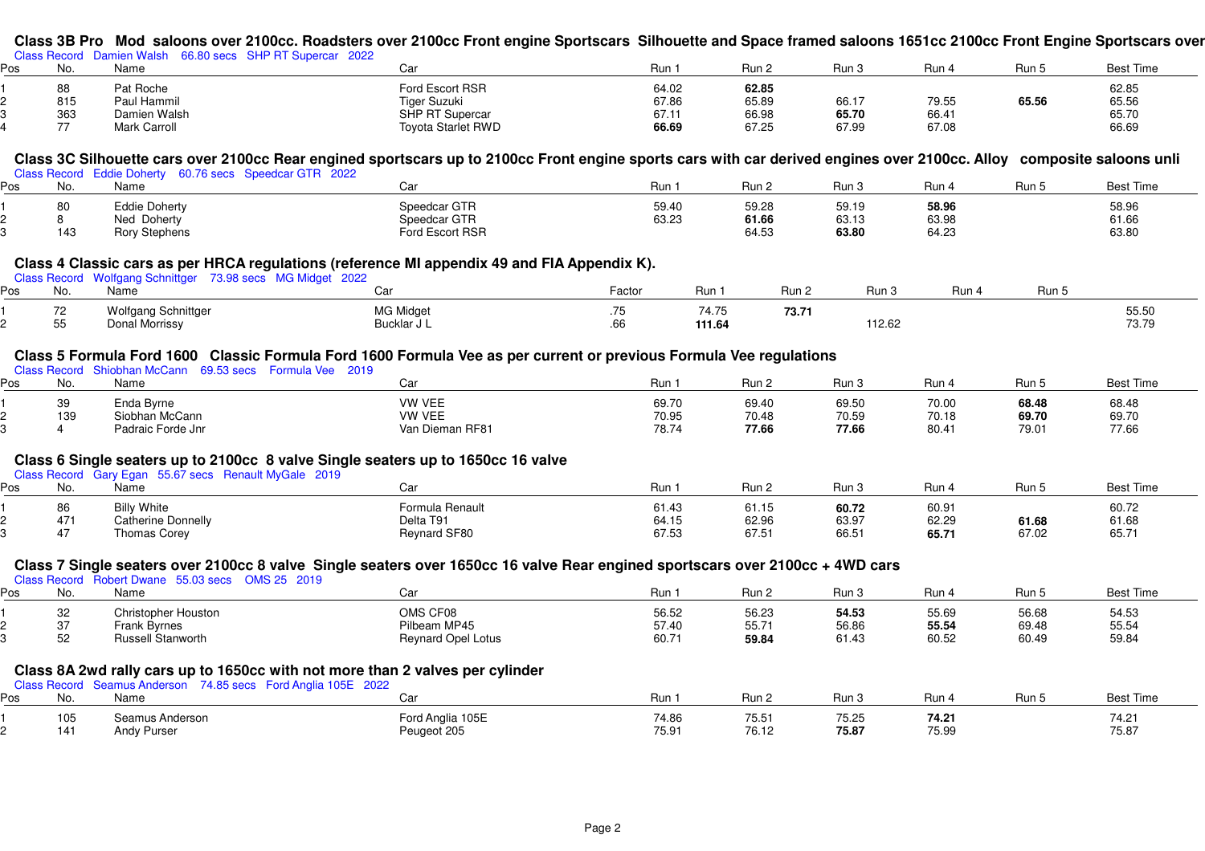### Class 3B Pro Mod saloons over 2100cc. Roadsters over 2100cc Front engine Sportscars Silhouette and Space framed saloons 1651cc 2100cc Front Engine Sportscars over

Class Record Damien Walsh 66.80 secs SHP RT Supercar 2022

| Pos | No. | Name | Car | Run 1 | Run 2 | Run 3 | Run 4 | Run 5 | Best Time |
|---|---|---|---|---|---|---|---|---|---|
| 1 | 88 | Pat Roche | Ford Escort RSR | 64.02 | **62.85** | | | | 62.85 |
| 2 | 815 | Paul Hammil | Tiger Suzuki | 67.86 | 65.89 | 66.17 | 79.55 | **65.56** | 65.56 |
| 3 | 363 | Damien Walsh | SHP RT Supercar | 67.11 | 66.98 | **65.70** | 66.41 | | 65.70 |
| 4 | 77 | Mark Carroll | Toyota Starlet RWD | **66.69** | 67.25 | 67.99 | 67.08 | | 66.69 |

### Class 3C Silhouette cars over 2100cc Rear engined sportscars up to 2100cc Front engine sports cars with car derived engines over 2100cc. Alloy composite saloons unli

Class Record Eddie Doherty 60.76 secs Speedcar GTR 2022

| Pos | No. | Name | Car | Run 1 | Run 2 | Run 3 | Run 4 | Run 5 | Best Time |
|---|---|---|---|---|---|---|---|---|---|
| 1 | 80 | Eddie Doherty | Speedcar GTR | 59.40 | 59.28 | 59.19 | **58.96** | | 58.96 |
| 2 | 8 | Ned Doherty | Speedcar GTR | 63.23 | **61.66** | 63.13 | 63.98 | | 61.66 |
| 3 | 143 | Rory Stephens | Ford Escort RSR | | 64.53 | **63.80** | 64.23 | | 63.80 |

### Class 4 Classic cars as per HRCA regulations (reference MI appendix 49 and FIA Appendix K).

Class Record Wolfgang Schnittger 73.98 secs MG Midget 2022

| Pos | No. | Name | Car | Factor | Run 1 | Run 2 | Run 3 | Run 4 | Run 5 | |
|---|---|---|---|---|---|---|---|---|---|---|
| 1 | 72 | Wolfgang Schnittger | MG Midget | .75 | 74.75 | **73.71** | | | | 55.50 |
| 2 | 55 | Donal Morrissy | Bucklar J L | .66 | **111.64** | | 112.62 | | | 73.79 |

### Class 5 Formula Ford 1600 Classic Formula Ford 1600 Formula Vee as per current or previous Formula Vee regulations

Class Record Shiobhan McCann 69.53 secs Formula Vee 2019

| Pos | No. | Name | Car | Run 1 | Run 2 | Run 3 | Run 4 | Run 5 | Best Time |
|---|---|---|---|---|---|---|---|---|---|
| 1 | 39 | Enda Byrne | VW VEE | 69.70 | 69.40 | 69.50 | 70.00 | **68.48** | 68.48 |
| 2 | 139 | Siobhan McCann | VW VEE | 70.95 | 70.48 | 70.59 | 70.18 | **69.70** | 69.70 |
| 3 | 4 | Padraic Forde Jnr | Van Dieman RF81 | 78.74 | **77.66** | **77.66** | 80.41 | 79.01 | 77.66 |

### Class 6 Single seaters up to 2100cc 8 valve Single seaters up to 1650cc 16 valve

Class Record Gary Egan 55.67 secs Renault MyGale 2019

| Pos | No. | Name | Car | Run 1 | Run 2 | Run 3 | Run 4 | Run 5 | Best Time |
|---|---|---|---|---|---|---|---|---|---|
| 1 | 86 | Billy White | Formula Renault | 61.43 | 61.15 | **60.72** | 60.91 | | 60.72 |
| 2 | 471 | Catherine Donnelly | Delta T91 | 64.15 | 62.96 | 63.97 | 62.29 | **61.68** | 61.68 |
| 3 | 47 | Thomas Corey | Reynard SF80 | 67.53 | 67.51 | 66.51 | **65.71** | 67.02 | 65.71 |

### Class 7 Single seaters over 2100cc 8 valve Single seaters over 1650cc 16 valve Rear engined sportscars over 2100cc + 4WD cars

Class Record Robert Dwane 55.03 secs OMS 25 2019

| Pos | No. | Name | Car | Run 1 | Run 2 | Run 3 | Run 4 | Run 5 | Best Time |
|---|---|---|---|---|---|---|---|---|---|
| 1 | 32 | Christopher Houston | OMS CF08 | 56.52 | 56.23 | **54.53** | 55.69 | 56.68 | 54.53 |
| 2 | 37 | Frank Byrnes | Pilbeam MP45 | 57.40 | 55.71 | 56.86 | **55.54** | 69.48 | 55.54 |
| 3 | 52 | Russell Stanworth | Reynard Opel Lotus | 60.71 | **59.84** | 61.43 | 60.52 | 60.49 | 59.84 |

### Class 8A 2wd rally cars up to 1650cc with not more than 2 valves per cylinder

Class Record Seamus Anderson 74.85 secs Ford Anglia 105E 2022

| Pos | No. | Name | Car | Run 1 | Run 2 | Run 3 | Run 4 | Run 5 | Best Time |
|---|---|---|---|---|---|---|---|---|---|
| 1 | 105 | Seamus Anderson | Ford Anglia 105E | 74.86 | 75.51 | 75.25 | **74.21** | | 74.21 |
| 2 | 141 | Andy Purser | Peugeot 205 | 75.91 | 76.12 | **75.87** | 75.99 | | 75.87 |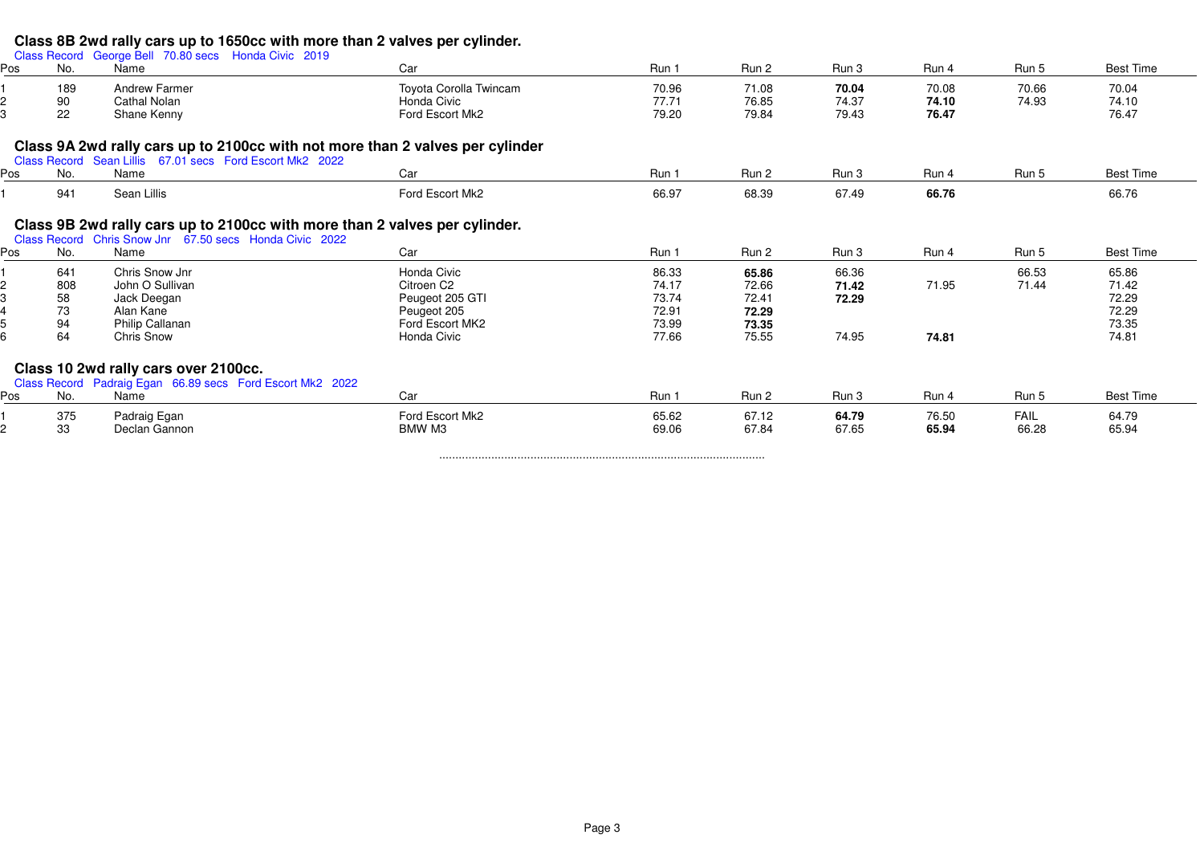## Class 8B 2wd rally cars up to 1650cc with more than 2 valves per cylinder.

Class Record George Bell 70.80 secs Honda Civic 2019

| Pos | No. | Name | Car | Run 1 | Run 2 | Run 3 | Run 4 | Run 5 | Best Time |
|---|---|---|---|---|---|---|---|---|---|
| 1 | 189 | Andrew Farmer | Toyota Corolla Twincam | 70.96 | 71.08 | **70.04** | 70.08 | 70.66 | 70.04 |
| 2 | 90 | Cathal Nolan | Honda Civic | 77.71 | 76.85 | 74.37 | **74.10** | 74.93 | 74.10 |
| 3 | 22 | Shane Kenny | Ford Escort Mk2 | 79.20 | 79.84 | 79.43 | **76.47** | | 76.47 |

## Class 9A 2wd rally cars up to 2100cc with not more than 2 valves per cylinder

Class Record Sean Lillis 67.01 secs Ford Escort Mk2 2022

| Pos | No. | Name | Car | Run 1 | Run 2 | Run 3 | Run 4 | Run 5 | Best Time |
|---|---|---|---|---|---|---|---|---|---|
| 1 | 941 | Sean Lillis | Ford Escort Mk2 | 66.97 | 68.39 | 67.49 | **66.76** | | 66.76 |

## Class 9B 2wd rally cars up to 2100cc with more than 2 valves per cylinder.

Class Record Chris Snow Jnr 67.50 secs Honda Civic 2022

| Pos | No. | Name | Car | Run 1 | Run 2 | Run 3 | Run 4 | Run 5 | Best Time |
|---|---|---|---|---|---|---|---|---|---|
| 1 | 641 | Chris Snow Jnr | Honda Civic | 86.33 | **65.86** | 66.36 | | 66.53 | 65.86 |
| 2 | 808 | John O Sullivan | Citroen C2 | 74.17 | 72.66 | **71.42** | 71.95 | 71.44 | 71.42 |
| 3 | 58 | Jack Deegan | Peugeot 205 GTI | 73.74 | 72.41 | **72.29** | | | 72.29 |
| 4 | 73 | Alan Kane | Peugeot 205 | 72.91 | **72.29** | | | | 72.29 |
| 5 | 94 | Philip Callanan | Ford Escort MK2 | 73.99 | **73.35** | | | | 73.35 |
| 6 | 64 | Chris Snow | Honda Civic | 77.66 | 75.55 | 74.95 | **74.81** | | 74.81 |

## Class 10 2wd rally cars over 2100cc.

Class Record Padraig Egan 66.89 secs Ford Escort Mk2 2022

| Pos | No. | Name | Car | Run 1 | Run 2 | Run 3 | Run 4 | Run 5 | Best Time |
|---|---|---|---|---|---|---|---|---|---|
| 1 | 375 | Padraig Egan | Ford Escort Mk2 | 65.62 | 67.12 | **64.79** | 76.50 | FAIL | 64.79 |
| 2 | 33 | Declan Gannon | BMW M3 | 69.06 | 67.84 | 67.65 | **65.94** | 66.28 | 65.94 |